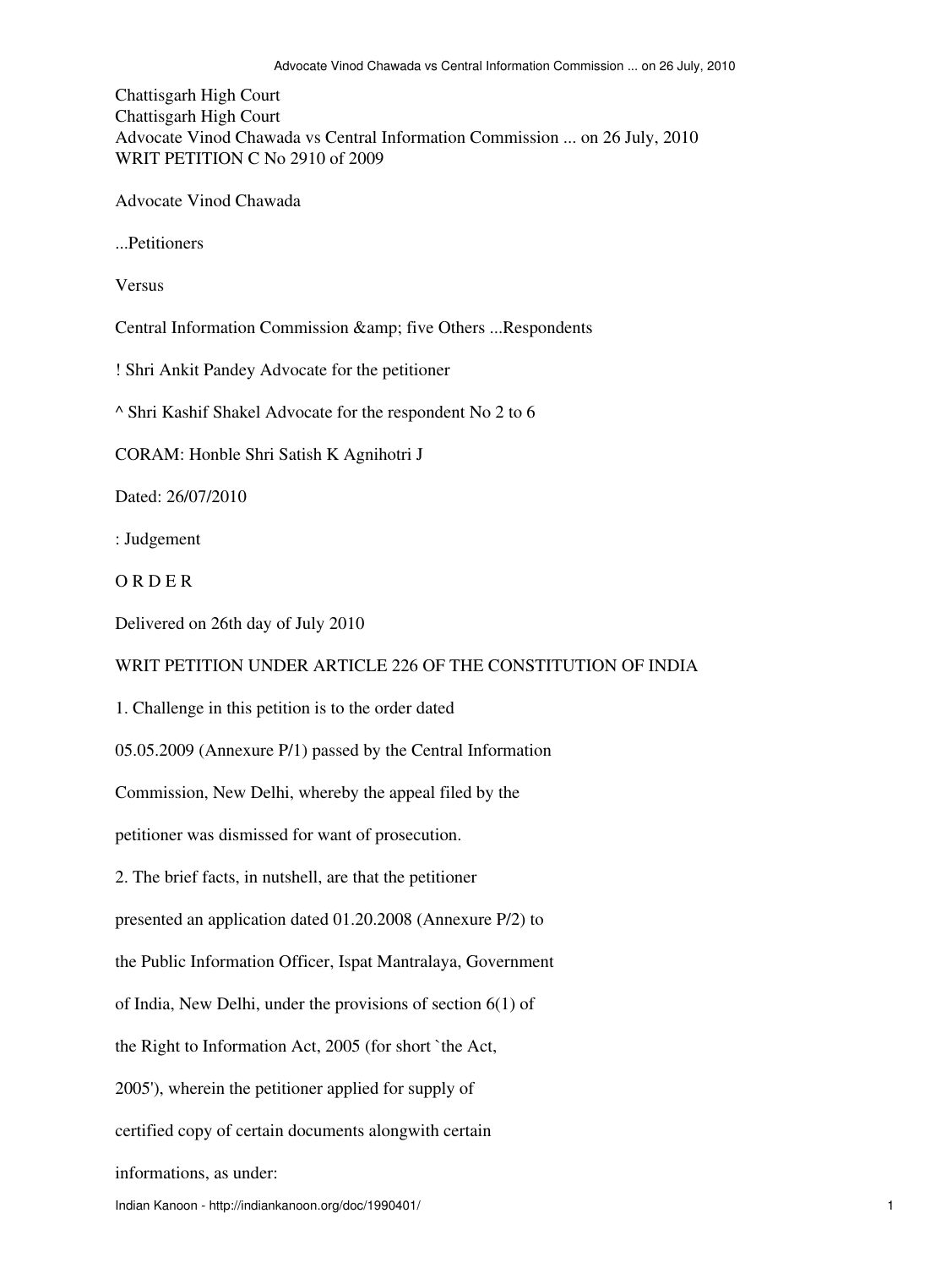Chattisgarh High Court

Chattisgarh High Court

Advocate Vinod Chawada vs Central Information Commission ... on 26 July, 2010

WRIT PETITION C No 2910 of 2009

Advocate Vinod Chawada

...Petitioners

Versus

Central Information Commission &amp; five Others ...Respondents

! Shri Ankit Pandey Advocate for the petitioner

^ Shri Kashif Shakel Advocate for the respondent No 2 to 6

CORAM: Honble Shri Satish K Agnihotri J

Dated: 26/07/2010

: Judgement

O R D E R

Delivered on 26th day of July 2010

WRIT PETITION UNDER ARTICLE 226 OF THE CONSTITUTION OF INDIA

1. Challenge in this petition is to the order dated 05.05.2009 (Annexure P/1) passed by the Central Information Commission, New Delhi, whereby the appeal filed by the petitioner was dismissed for want of prosecution.

2. The brief facts, in nutshell, are that the petitioner presented an application dated 01.20.2008 (Annexure P/2) to the Public Information Officer, Ispat Mantralaya, Government of India, New Delhi, under the provisions of section 6(1) of the Right to Information Act, 2005 (for short `the Act, 2005'), wherein the petitioner applied for supply of certified copy of certain documents alongwith certain informations, as under: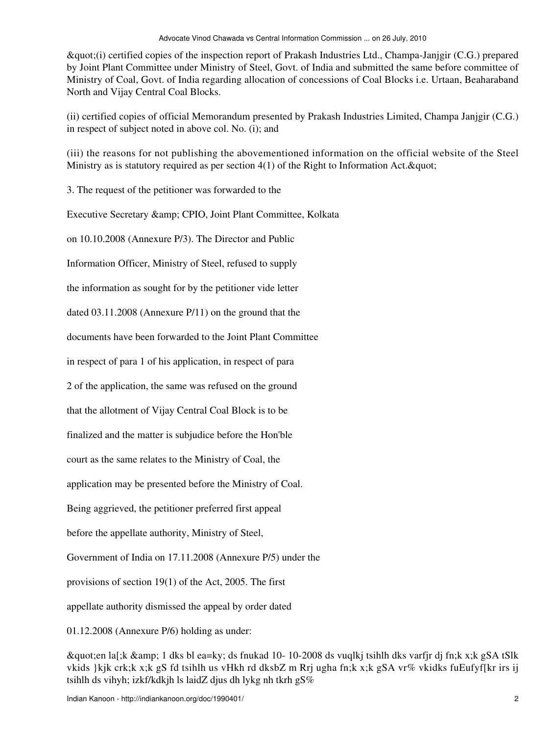&quot;(i) certified copies of the inspection report of Prakash Industries Ltd., Champa-Janjgir (C.G.) prepared by Joint Plant Committee under Ministry of Steel, Govt. of India and submitted the same before committee of Ministry of Coal, Govt. of India regarding allocation of concessions of Coal Blocks i.e. Urtaan, Beaharaband North and Vijay Central Coal Blocks.

(ii) certified copies of official Memorandum presented by Prakash Industries Limited, Champa Janjgir (C.G.) in respect of subject noted in above col. No. (i); and

(iii) the reasons for not publishing the abovementioned information on the official website of the Steel Ministry as is statutory required as per section 4(1) of the Right to Information Act.&quot;

3. The request of the petitioner was forwarded to the Executive Secretary &amp; CPIO, Joint Plant Committee, Kolkata on 10.10.2008 (Annexure P/3). The Director and Public Information Officer, Ministry of Steel, refused to supply the information as sought for by the petitioner vide letter dated 03.11.2008 (Annexure P/11) on the ground that the documents have been forwarded to the Joint Plant Committee in respect of para 1 of his application, in respect of para 2 of the application, the same was refused on the ground that the allotment of Vijay Central Coal Block is to be finalized and the matter is subjudice before the Hon'ble court as the same relates to the Ministry of Coal, the application may be presented before the Ministry of Coal. Being aggrieved, the petitioner preferred first appeal before the appellate authority, Ministry of Steel, Government of India on 17.11.2008 (Annexure P/5) under the provisions of section 19(1) of the Act, 2005. The first appellate authority dismissed the appeal by order dated 01.12.2008 (Annexure P/6) holding as under:

&quot;en la[;k &amp; 1 dks bl ea=ky; ds fnukad 10- 10-2008 ds vuqlkj tsihlh dks varfjr dj fn;k x;k gSA tSlk vkids }kjk crk;k x;k gS fd tsihlh us vHkh rd dksbZ m Rrj ugha fn;k x;k gSA vr% vkidks fuEufyf[kr irs ij tsihlh ds vihyh; izkf/kdkjh ls laidZ djus dh lykg nh tkrh gS%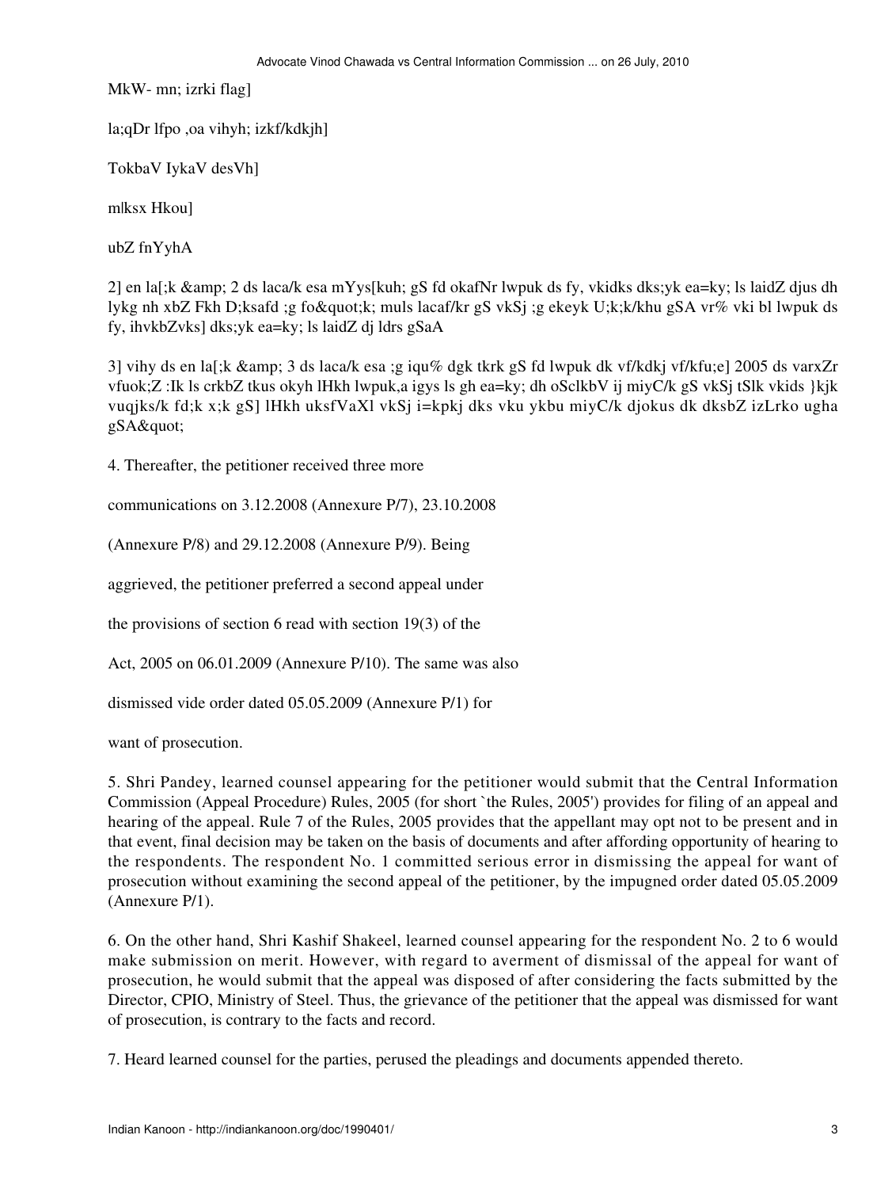MkW- mn; izrki flag]

la;qDr lfpo ,oa vihyh; izkf/kdkjh]

TokbaV IykaV desVh]

m|ksx Hkou]

ubZ fnYyhA

2] en la[;k &amp; 2 ds laca/k esa mYys[kuh; gS fd okafNr lwpuk ds fy, vkidks dks;yk ea=ky; ls laidZ djus dh lykg nh xbZ Fkh D;ksafd ;g fo&quot;k; muls lacaf/kr gS vkSj ;g ekeyk U;k;k/khu gSA vr% vki bl lwpuk ds fy, ihvkbZvks] dks;yk ea=ky; ls laidZ dj ldrs gSaA

3] vihy ds en la[;k &amp; 3 ds laca/k esa ;g iqu% dgk tkrk gS fd lwpuk dk vf/kdkj vf/kfu;e] 2005 ds varxZr vfuok;Z :Ik ls crkbZ tkus okyh lHkh lwpuk,a igys ls gh ea=ky; dh oSclkbV ij miyC/k gS vkSj tSlk vkids }kjk vuqjks/k fd;k x;k gS] lHkh uksfVaXl vkSj i=kpkj dks vku ykbu miyC/k djokus dk dksbZ izLrko ugha gSA&quot;

4. Thereafter, the petitioner received three more communications on 3.12.2008 (Annexure P/7), 23.10.2008 (Annexure P/8) and 29.12.2008 (Annexure P/9). Being aggrieved, the petitioner preferred a second appeal under the provisions of section 6 read with section 19(3) of the Act, 2005 on 06.01.2009 (Annexure P/10). The same was also dismissed vide order dated 05.05.2009 (Annexure P/1) for want of prosecution.

5. Shri Pandey, learned counsel appearing for the petitioner would submit that the Central Information Commission (Appeal Procedure) Rules, 2005 (for short `the Rules, 2005') provides for filing of an appeal and hearing of the appeal. Rule 7 of the Rules, 2005 provides that the appellant may opt not to be present and in that event, final decision may be taken on the basis of documents and after affording opportunity of hearing to the respondents. The respondent No. 1 committed serious error in dismissing the appeal for want of prosecution without examining the second appeal of the petitioner, by the impugned order dated 05.05.2009 (Annexure P/1).

6. On the other hand, Shri Kashif Shakeel, learned counsel appearing for the respondent No. 2 to 6 would make submission on merit. However, with regard to averment of dismissal of the appeal for want of prosecution, he would submit that the appeal was disposed of after considering the facts submitted by the Director, CPIO, Ministry of Steel. Thus, the grievance of the petitioner that the appeal was dismissed for want of prosecution, is contrary to the facts and record.

7. Heard learned counsel for the parties, perused the pleadings and documents appended thereto.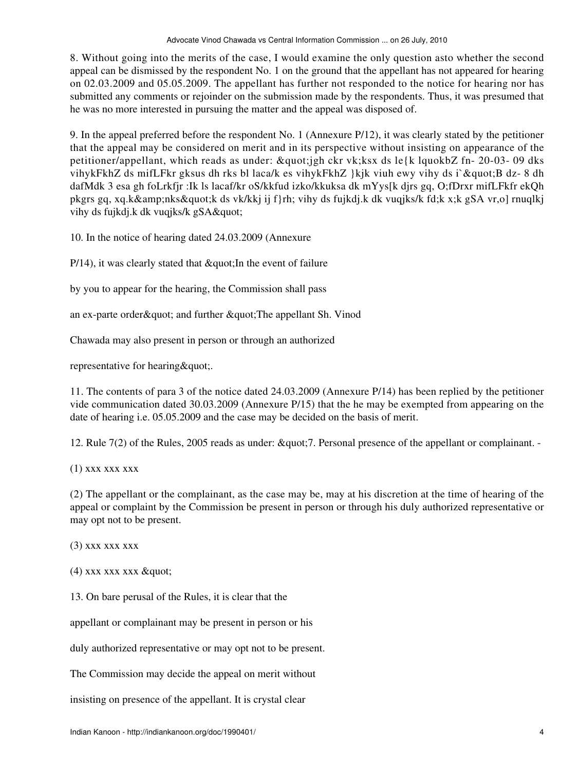8. Without going into the merits of the case, I would examine the only question asto whether the second appeal can be dismissed by the respondent No. 1 on the ground that the appellant has not appeared for hearing on 02.03.2009 and 05.05.2009. The appellant has further not responded to the notice for hearing nor has submitted any comments or rejoinder on the submission made by the respondents. Thus, it was presumed that he was no more interested in pursuing the matter and the appeal was disposed of.

9. In the appeal preferred before the respondent No. 1 (Annexure P/12), it was clearly stated by the petitioner that the appeal may be considered on merit and in its perspective without insisting on appearance of the petitioner/appellant, which reads as under: &quot;jgh ckr vk;ksx ds le{k lquokbZ fn- 20-03- 09 dks vihykFkhZ ds mifLFkr gksus dh rks bl laca/k es vihykFkhZ }kjk viuh ewy vihy ds i`&quot;B dz- 8 dh dafMdk 3 esa gh foLrkfjr :Ik ls lacaf/kr oS/kkfud izko/kkuksa dk mYys[k djrs gq, O;fDrxr mifLFkfr ekQh pkgrs gq, xq.k&amp;nks&quot;k ds vk/kkj ij f}rh; vihy ds fujkdj.k dk vuqjks/k fd;k x;k gSA vr,o] rnuqlkj vihy ds fujkdj.k dk vuqjks/k gSA&quot;

10. In the notice of hearing dated 24.03.2009 (Annexure

P/14), it was clearly stated that &quot;In the event of failure

by you to appear for the hearing, the Commission shall pass

an ex-parte order&quot; and further &quot;The appellant Sh. Vinod

Chawada may also present in person or through an authorized

representative for hearing&quot;.

11. The contents of para 3 of the notice dated 24.03.2009 (Annexure P/14) has been replied by the petitioner vide communication dated 30.03.2009 (Annexure P/15) that the he may be exempted from appearing on the date of hearing i.e. 05.05.2009 and the case may be decided on the basis of merit.

12. Rule 7(2) of the Rules, 2005 reads as under: &quot;7. Personal presence of the appellant or complainant. -

(1) xxx xxx xxx

(2) The appellant or the complainant, as the case may be, may at his discretion at the time of hearing of the appeal or complaint by the Commission be present in person or through his duly authorized representative or may opt not to be present.

(3) xxx xxx xxx

(4) xxx xxx xxx &quot;

13. On bare perusal of the Rules, it is clear that the

appellant or complainant may be present in person or his

duly authorized representative or may opt not to be present.

The Commission may decide the appeal on merit without

insisting on presence of the appellant. It is crystal clear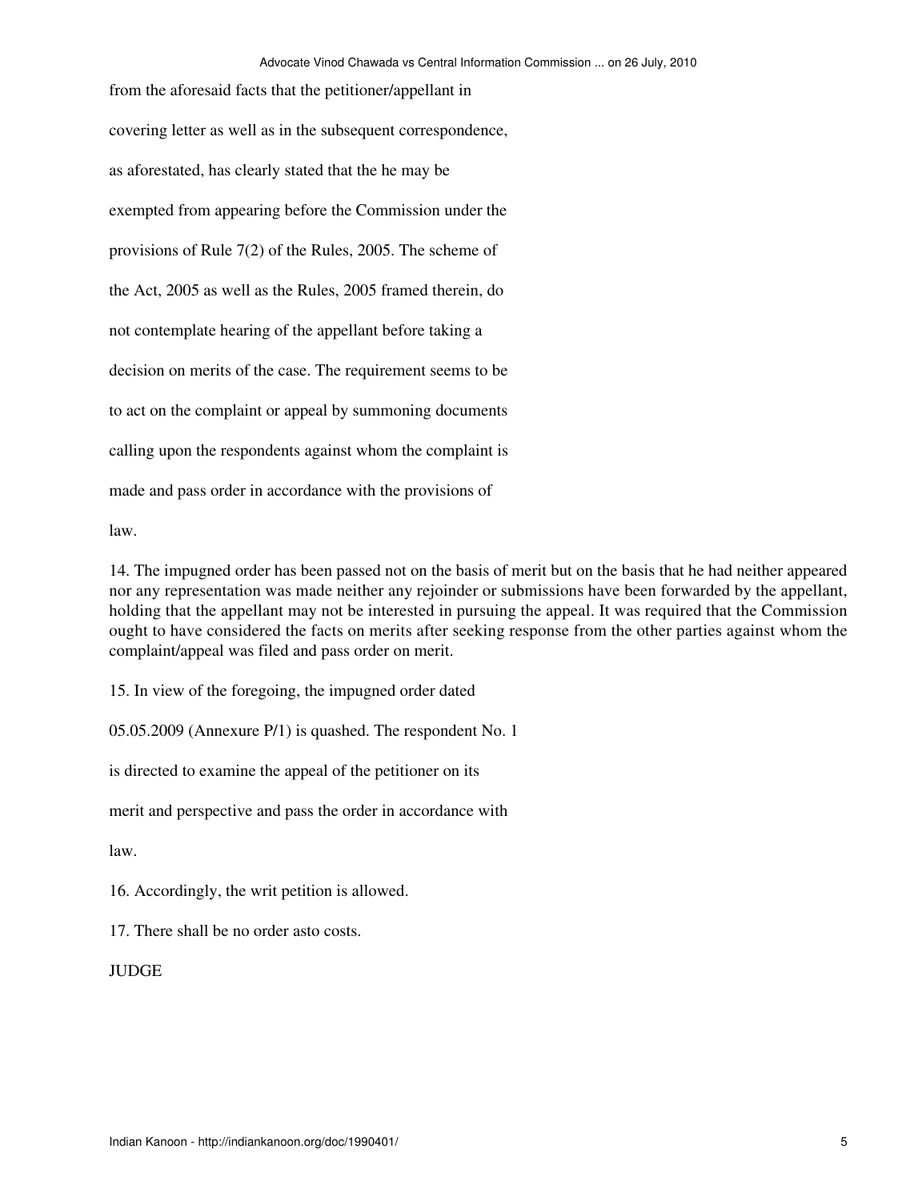from the aforesaid facts that the petitioner/appellant in covering letter as well as in the subsequent correspondence, as aforestated, has clearly stated that the he may be exempted from appearing before the Commission under the provisions of Rule 7(2) of the Rules, 2005. The scheme of the Act, 2005 as well as the Rules, 2005 framed therein, do not contemplate hearing of the appellant before taking a decision on merits of the case. The requirement seems to be to act on the complaint or appeal by summoning documents calling upon the respondents against whom the complaint is made and pass order in accordance with the provisions of law.

14. The impugned order has been passed not on the basis of merit but on the basis that he had neither appeared nor any representation was made neither any rejoinder or submissions have been forwarded by the appellant, holding that the appellant may not be interested in pursuing the appeal. It was required that the Commission ought to have considered the facts on merits after seeking response from the other parties against whom the complaint/appeal was filed and pass order on merit.

15. In view of the foregoing, the impugned order dated 05.05.2009 (Annexure P/1) is quashed. The respondent No. 1 is directed to examine the appeal of the petitioner on its merit and perspective and pass the order in accordance with law.

16. Accordingly, the writ petition is allowed.

17. There shall be no order asto costs.

JUDGE